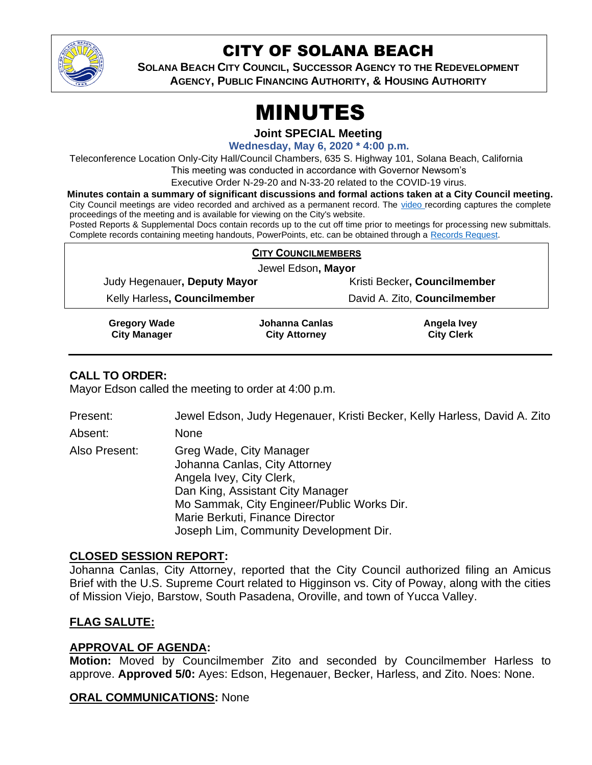# CITY OF SOLANA BEACH

**SOLANA BEACH CITY COUNCIL, SUCCESSOR AGENCY TO THE REDEVELOPMENT AGENCY, PUBLIC FINANCING AUTHORITY, & HOUSING AUTHORITY**

# MINUTES

**Joint SPECIAL Meeting**

**Wednesday, May 6, 2020 * 4:00 p.m.**

Teleconference Location Only-City Hall/Council Chambers, 635 S. Highway 101, Solana Beach, California
This meeting was conducted in accordance with Governor Newsom's
Executive Order N-29-20 and N-33-20 related to the COVID-19 virus.

**Minutes contain a summary of significant discussions and formal actions taken at a City Council meeting.**
City Council meetings are video recorded and archived as a permanent record. The video recording captures the complete proceedings of the meeting and is available for viewing on the City's website.
Posted Reports & Supplemental Docs contain records up to the cut off time prior to meetings for processing new submittals. Complete records containing meeting handouts, PowerPoints, etc. can be obtained through a Records Request.

**CITY COUNCILMEMBERS**

Jewel Edson, **Mayor**

| | |
|---|---|
| Judy Hegenauer, **Deputy Mayor** | Kristi Becker, **Councilmember** |
| Kelly Harless, **Councilmember** | David A. Zito, **Councilmember** |

| **Gregory Wade** | **Johanna Canlas** | **Angela Ivey** |
|---|---|---|
| **City Manager** | **City Attorney** | **City Clerk** |

## CALL TO ORDER:

Mayor Edson called the meeting to order at 4:00 p.m.

Present: Jewel Edson, Judy Hegenauer, Kristi Becker, Kelly Harless, David A. Zito

Absent: None

Also Present: Greg Wade, City Manager
Johanna Canlas, City Attorney
Angela Ivey, City Clerk,
Dan King, Assistant City Manager
Mo Sammak, City Engineer/Public Works Dir.
Marie Berkuti, Finance Director
Joseph Lim, Community Development Dir.

## CLOSED SESSION REPORT:

Johanna Canlas, City Attorney, reported that the City Council authorized filing an Amicus Brief with the U.S. Supreme Court related to Higginson vs. City of Poway, along with the cities of Mission Viejo, Barstow, South Pasadena, Oroville, and town of Yucca Valley.

## FLAG SALUTE:

## APPROVAL OF AGENDA:

**Motion:** Moved by Councilmember Zito and seconded by Councilmember Harless to approve. **Approved 5/0:** Ayes: Edson, Hegenauer, Becker, Harless, and Zito. Noes: None.

## ORAL COMMUNICATIONS: None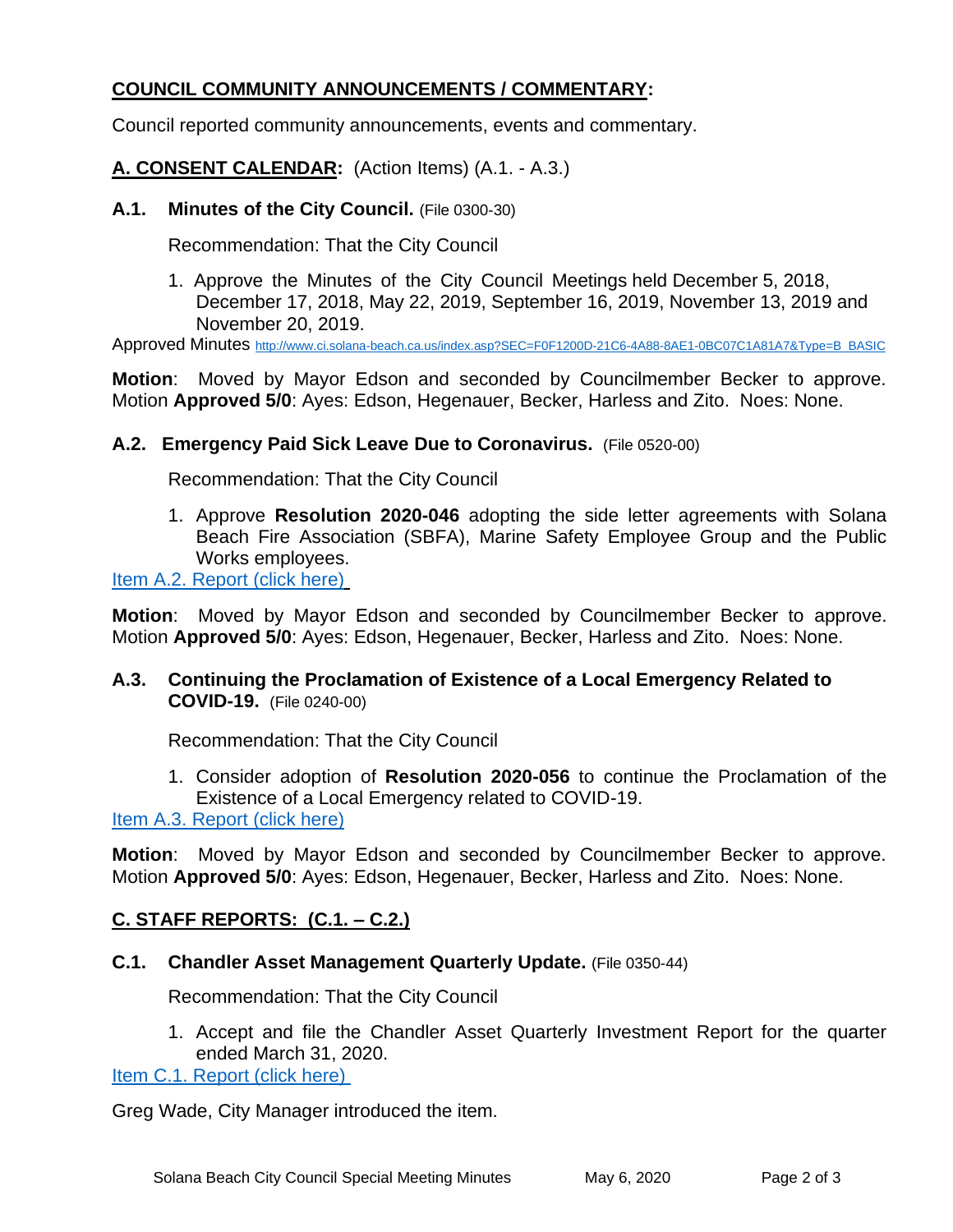## COUNCIL COMMUNITY ANNOUNCEMENTS / COMMENTARY:

Council reported community announcements, events and commentary.

## A. CONSENT CALENDAR: (Action Items) (A.1. - A.3.)

### A.1. Minutes of the City Council. (File 0300-30)

Recommendation: That the City Council

1. Approve the Minutes of the City Council Meetings held December 5, 2018, December 17, 2018, May 22, 2019, September 16, 2019, November 13, 2019 and November 20, 2019.

Approved Minutes http://www.ci.solana-beach.ca.us/index.asp?SEC=F0F1200D-21C6-4A88-8AE1-0BC07C1A81A7&Type=B_BASIC

**Motion**: Moved by Mayor Edson and seconded by Councilmember Becker to approve. Motion **Approved 5/0**: Ayes: Edson, Hegenauer, Becker, Harless and Zito. Noes: None.

### A.2. Emergency Paid Sick Leave Due to Coronavirus. (File 0520-00)

Recommendation: That the City Council

1. Approve **Resolution 2020-046** adopting the side letter agreements with Solana Beach Fire Association (SBFA), Marine Safety Employee Group and the Public Works employees.

Item A.2. Report (click here)

**Motion**: Moved by Mayor Edson and seconded by Councilmember Becker to approve. Motion **Approved 5/0**: Ayes: Edson, Hegenauer, Becker, Harless and Zito. Noes: None.

### A.3. Continuing the Proclamation of Existence of a Local Emergency Related to COVID-19. (File 0240-00)

Recommendation: That the City Council

1. Consider adoption of **Resolution 2020-056** to continue the Proclamation of the Existence of a Local Emergency related to COVID-19.

Item A.3. Report (click here)

**Motion**: Moved by Mayor Edson and seconded by Councilmember Becker to approve. Motion **Approved 5/0**: Ayes: Edson, Hegenauer, Becker, Harless and Zito. Noes: None.

## C. STAFF REPORTS: (C.1. – C.2.)

### C.1. Chandler Asset Management Quarterly Update. (File 0350-44)

Recommendation: That the City Council

1. Accept and file the Chandler Asset Quarterly Investment Report for the quarter ended March 31, 2020.

Item C.1. Report (click here)

Greg Wade, City Manager introduced the item.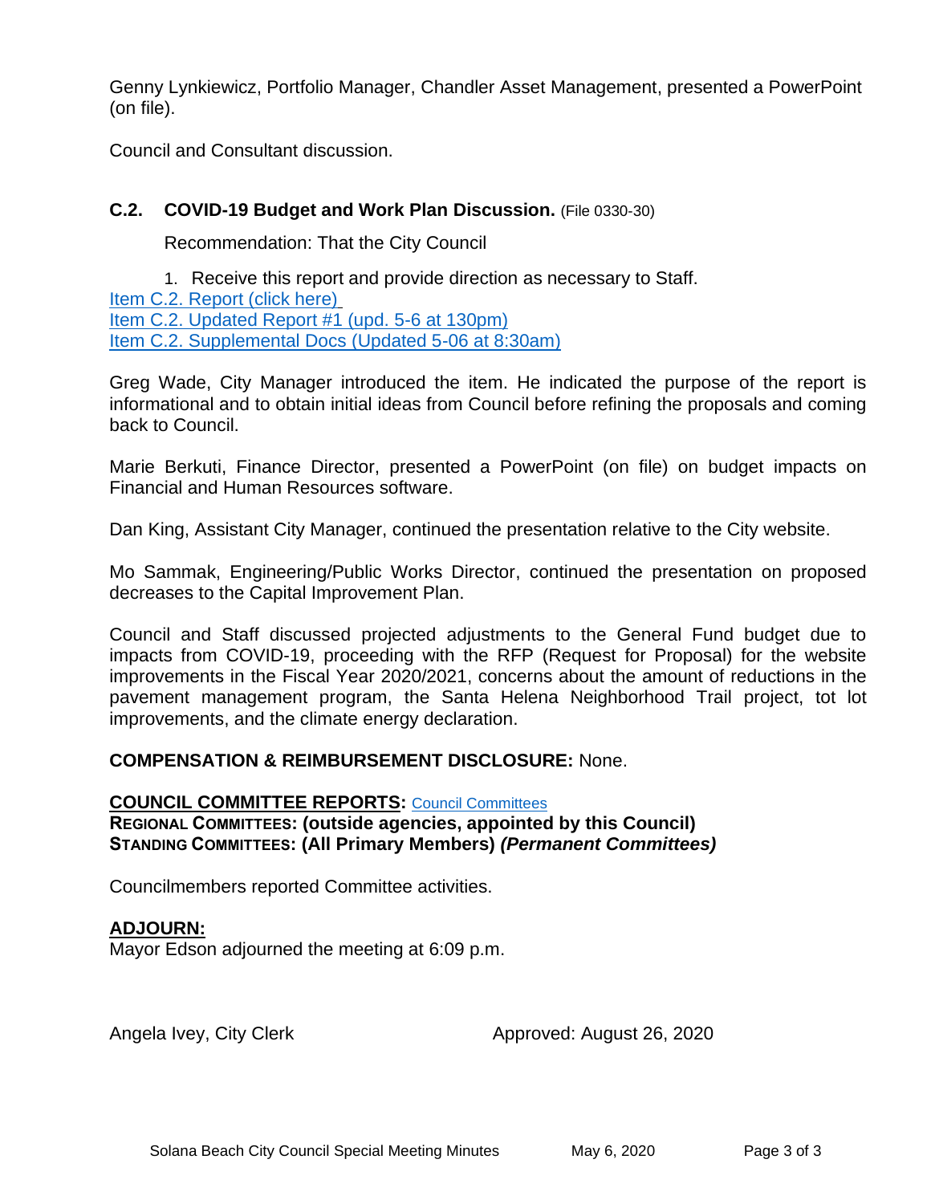Genny Lynkiewicz, Portfolio Manager, Chandler Asset Management, presented a PowerPoint (on file).

Council and Consultant discussion.

### C.2. COVID-19 Budget and Work Plan Discussion. (File 0330-30)

Recommendation: That the City Council

1. Receive this report and provide direction as necessary to Staff.

[Item C.2. Report (click here)]
[Item C.2. Updated Report #1 (upd. 5-6 at 130pm)]
[Item C.2. Supplemental Docs (Updated 5-06 at 8:30am)]

Greg Wade, City Manager introduced the item. He indicated the purpose of the report is informational and to obtain initial ideas from Council before refining the proposals and coming back to Council.

Marie Berkuti, Finance Director, presented a PowerPoint (on file) on budget impacts on Financial and Human Resources software.

Dan King, Assistant City Manager, continued the presentation relative to the City website.

Mo Sammak, Engineering/Public Works Director, continued the presentation on proposed decreases to the Capital Improvement Plan.

Council and Staff discussed projected adjustments to the General Fund budget due to impacts from COVID-19, proceeding with the RFP (Request for Proposal) for the website improvements in the Fiscal Year 2020/2021, concerns about the amount of reductions in the pavement management program, the Santa Helena Neighborhood Trail project, tot lot improvements, and the climate energy declaration.

**COMPENSATION & REIMBURSEMENT DISCLOSURE:** None.

**COUNCIL COMMITTEE REPORTS:** [Council Committees]
**REGIONAL COMMITTEES: (outside agencies, appointed by this Council)**
**STANDING COMMITTEES: (All Primary Members)** ***(Permanent Committees)***

Councilmembers reported Committee activities.

**ADJOURN:**
Mayor Edson adjourned the meeting at 6:09 p.m.

Angela Ivey, City Clerk

Approved: August 26, 2020